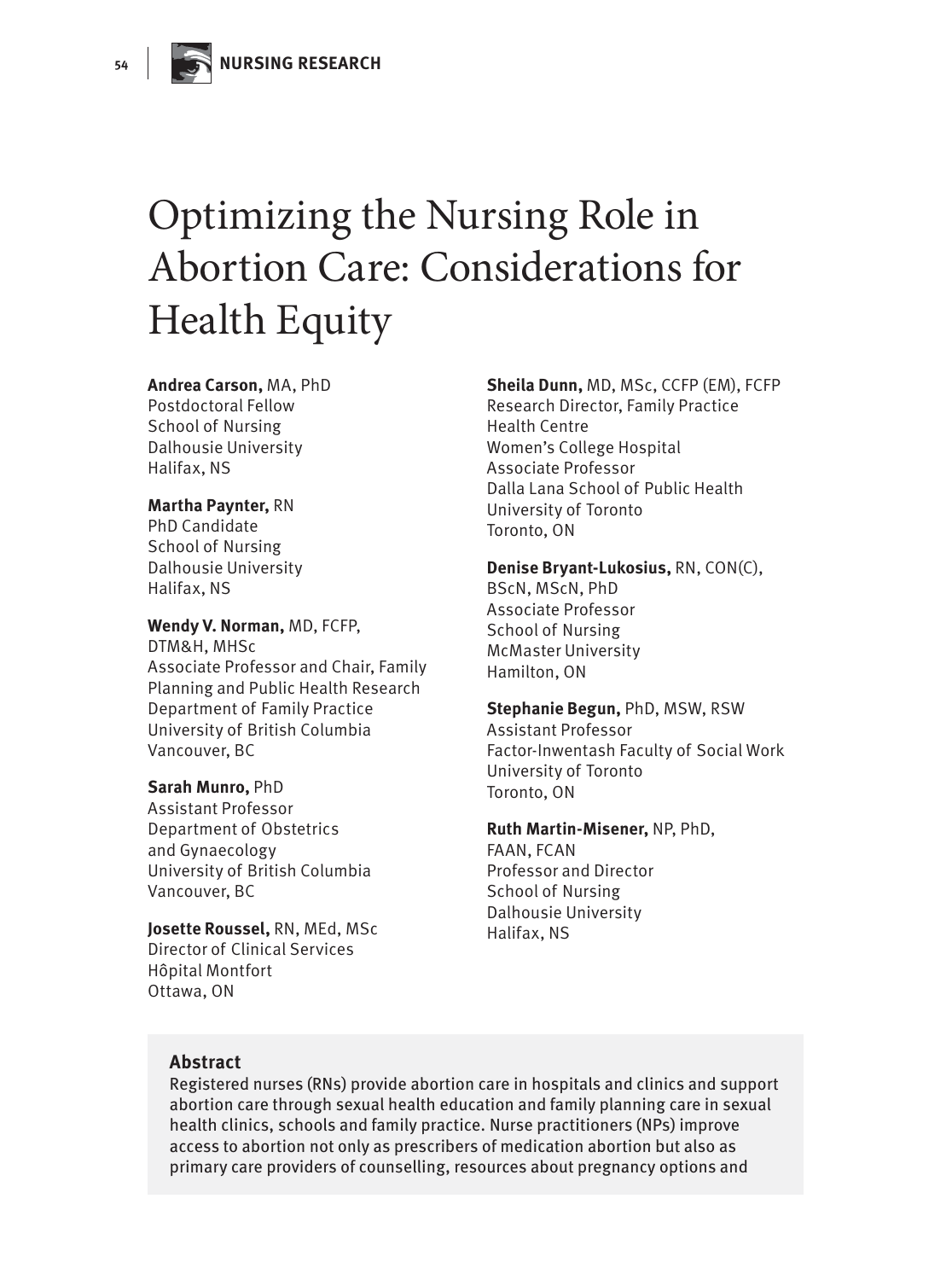# Optimizing the Nursing Role in Abortion Care: Considerations for Health Equity

**Andrea Carson,** MA, PhD
Postdoctoral Fellow
School of Nursing
Dalhousie University
Halifax, NS

**Martha Paynter,** RN
PhD Candidate
School of Nursing
Dalhousie University
Halifax, NS

**Wendy V. Norman,** MD, FCFP, DTM&H, MHSc
Associate Professor and Chair, Family Planning and Public Health Research
Department of Family Practice
University of British Columbia
Vancouver, BC

**Sarah Munro,** PhD
Assistant Professor
Department of Obstetrics and Gynaecology
University of British Columbia
Vancouver, BC

**Josette Roussel,** RN, MEd, MSc
Director of Clinical Services
Hôpital Montfort
Ottawa, ON

**Sheila Dunn,** MD, MSc, CCFP (EM), FCFP
Research Director, Family Practice Health Centre
Women's College Hospital
Associate Professor
Dalla Lana School of Public Health
University of Toronto
Toronto, ON

**Denise Bryant-Lukosius,** RN, CON(C), BScN, MScN, PhD
Associate Professor
School of Nursing
McMaster University
Hamilton, ON

**Stephanie Begun,** PhD, MSW, RSW
Assistant Professor
Factor-Inwentash Faculty of Social Work
University of Toronto
Toronto, ON

**Ruth Martin-Misener,** NP, PhD, FAAN, FCAN
Professor and Director
School of Nursing
Dalhousie University
Halifax, NS

## Abstract

Registered nurses (RNs) provide abortion care in hospitals and clinics and support abortion care through sexual health education and family planning care in sexual health clinics, schools and family practice. Nurse practitioners (NPs) improve access to abortion not only as prescribers of medication abortion but also as primary care providers of counselling, resources about pregnancy options and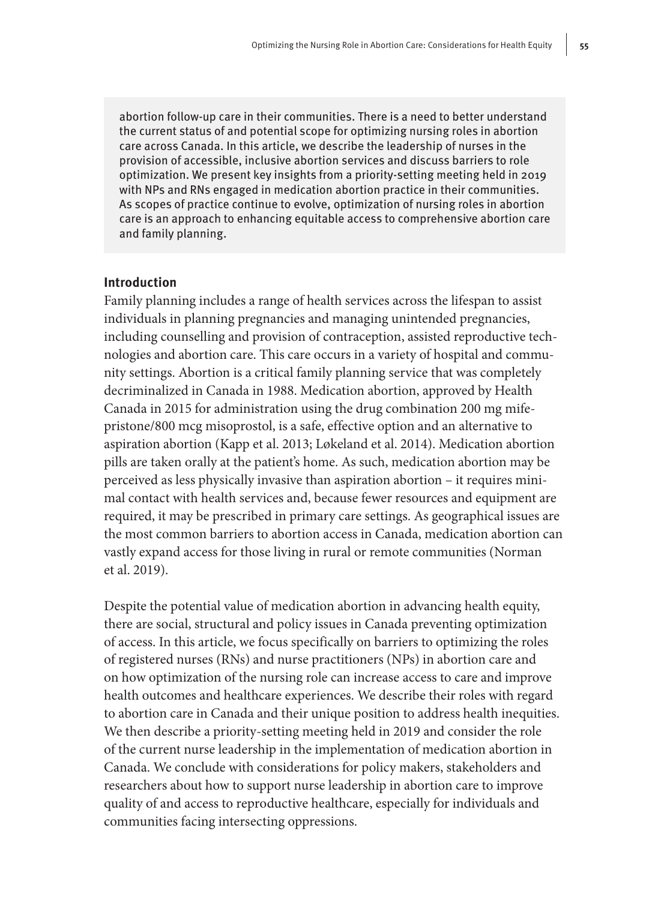abortion follow-up care in their communities. There is a need to better understand the current status of and potential scope for optimizing nursing roles in abortion care across Canada. In this article, we describe the leadership of nurses in the provision of accessible, inclusive abortion services and discuss barriers to role optimization. We present key insights from a priority-setting meeting held in 2019 with NPs and RNs engaged in medication abortion practice in their communities. As scopes of practice continue to evolve, optimization of nursing roles in abortion care is an approach to enhancing equitable access to comprehensive abortion care and family planning.

## Introduction

Family planning includes a range of health services across the lifespan to assist individuals in planning pregnancies and managing unintended pregnancies, including counselling and provision of contraception, assisted reproductive technologies and abortion care. This care occurs in a variety of hospital and community settings. Abortion is a critical family planning service that was completely decriminalized in Canada in 1988. Medication abortion, approved by Health Canada in 2015 for administration using the drug combination 200 mg mifepristone/800 mcg misoprostol, is a safe, effective option and an alternative to aspiration abortion (Kapp et al. 2013; Løkeland et al. 2014). Medication abortion pills are taken orally at the patient's home. As such, medication abortion may be perceived as less physically invasive than aspiration abortion – it requires minimal contact with health services and, because fewer resources and equipment are required, it may be prescribed in primary care settings. As geographical issues are the most common barriers to abortion access in Canada, medication abortion can vastly expand access for those living in rural or remote communities (Norman et al. 2019).

Despite the potential value of medication abortion in advancing health equity, there are social, structural and policy issues in Canada preventing optimization of access. In this article, we focus specifically on barriers to optimizing the roles of registered nurses (RNs) and nurse practitioners (NPs) in abortion care and on how optimization of the nursing role can increase access to care and improve health outcomes and healthcare experiences. We describe their roles with regard to abortion care in Canada and their unique position to address health inequities. We then describe a priority-setting meeting held in 2019 and consider the role of the current nurse leadership in the implementation of medication abortion in Canada. We conclude with considerations for policy makers, stakeholders and researchers about how to support nurse leadership in abortion care to improve quality of and access to reproductive healthcare, especially for individuals and communities facing intersecting oppressions.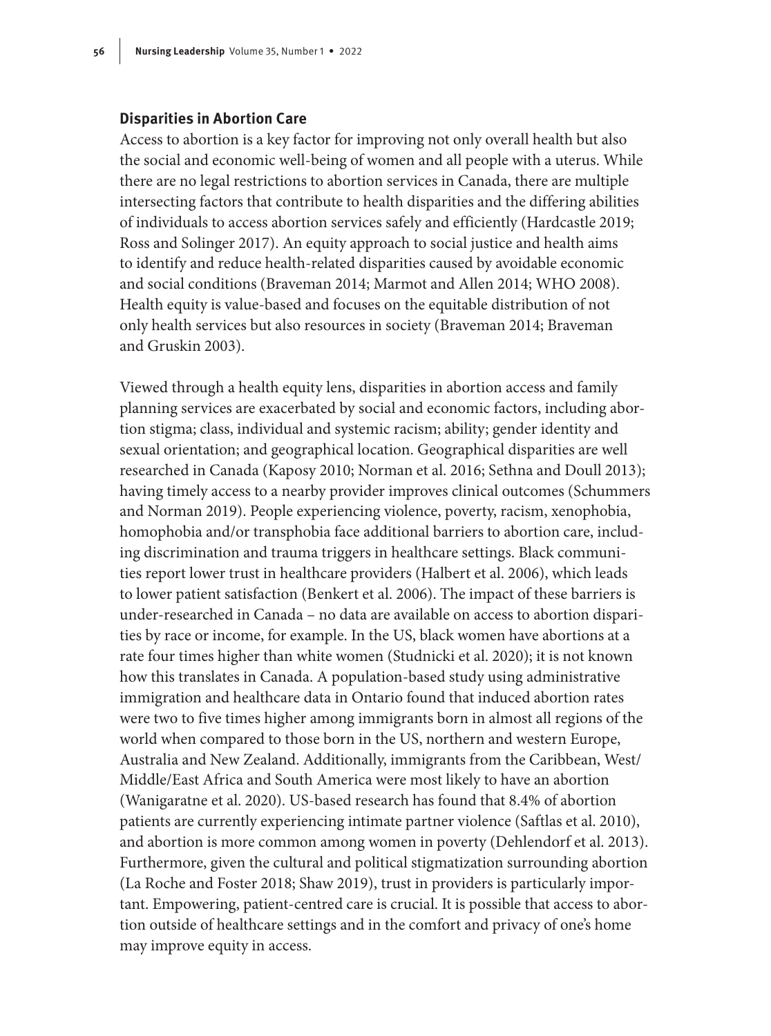### Disparities in Abortion Care

Access to abortion is a key factor for improving not only overall health but also the social and economic well-being of women and all people with a uterus. While there are no legal restrictions to abortion services in Canada, there are multiple intersecting factors that contribute to health disparities and the differing abilities of individuals to access abortion services safely and efficiently (Hardcastle 2019; Ross and Solinger 2017). An equity approach to social justice and health aims to identify and reduce health-related disparities caused by avoidable economic and social conditions (Braveman 2014; Marmot and Allen 2014; WHO 2008). Health equity is value-based and focuses on the equitable distribution of not only health services but also resources in society (Braveman 2014; Braveman and Gruskin 2003).

Viewed through a health equity lens, disparities in abortion access and family planning services are exacerbated by social and economic factors, including abortion stigma; class, individual and systemic racism; ability; gender identity and sexual orientation; and geographical location. Geographical disparities are well researched in Canada (Kaposy 2010; Norman et al. 2016; Sethna and Doull 2013); having timely access to a nearby provider improves clinical outcomes (Schummers and Norman 2019). People experiencing violence, poverty, racism, xenophobia, homophobia and/or transphobia face additional barriers to abortion care, including discrimination and trauma triggers in healthcare settings. Black communities report lower trust in healthcare providers (Halbert et al. 2006), which leads to lower patient satisfaction (Benkert et al. 2006). The impact of these barriers is under-researched in Canada – no data are available on access to abortion disparities by race or income, for example. In the US, black women have abortions at a rate four times higher than white women (Studnicki et al. 2020); it is not known how this translates in Canada. A population-based study using administrative immigration and healthcare data in Ontario found that induced abortion rates were two to five times higher among immigrants born in almost all regions of the world when compared to those born in the US, northern and western Europe, Australia and New Zealand. Additionally, immigrants from the Caribbean, West/Middle/East Africa and South America were most likely to have an abortion (Wanigaratne et al. 2020). US-based research has found that 8.4% of abortion patients are currently experiencing intimate partner violence (Saftlas et al. 2010), and abortion is more common among women in poverty (Dehlendorf et al. 2013). Furthermore, given the cultural and political stigmatization surrounding abortion (La Roche and Foster 2018; Shaw 2019), trust in providers is particularly important. Empowering, patient-centred care is crucial. It is possible that access to abortion outside of healthcare settings and in the comfort and privacy of one's home may improve equity in access.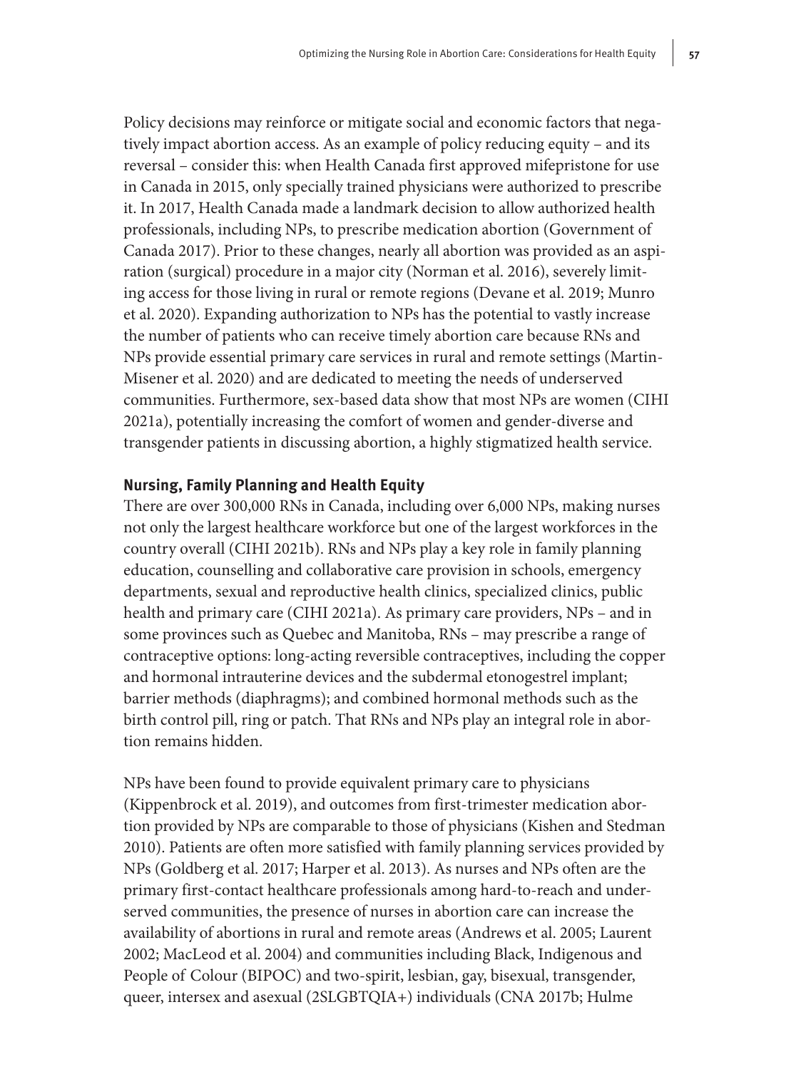Policy decisions may reinforce or mitigate social and economic factors that negatively impact abortion access. As an example of policy reducing equity – and its reversal – consider this: when Health Canada first approved mifepristone for use in Canada in 2015, only specially trained physicians were authorized to prescribe it. In 2017, Health Canada made a landmark decision to allow authorized health professionals, including NPs, to prescribe medication abortion (Government of Canada 2017). Prior to these changes, nearly all abortion was provided as an aspiration (surgical) procedure in a major city (Norman et al. 2016), severely limiting access for those living in rural or remote regions (Devane et al. 2019; Munro et al. 2020). Expanding authorization to NPs has the potential to vastly increase the number of patients who can receive timely abortion care because RNs and NPs provide essential primary care services in rural and remote settings (Martin-Misener et al. 2020) and are dedicated to meeting the needs of underserved communities. Furthermore, sex-based data show that most NPs are women (CIHI 2021a), potentially increasing the comfort of women and gender-diverse and transgender patients in discussing abortion, a highly stigmatized health service.

### Nursing, Family Planning and Health Equity

There are over 300,000 RNs in Canada, including over 6,000 NPs, making nurses not only the largest healthcare workforce but one of the largest workforces in the country overall (CIHI 2021b). RNs and NPs play a key role in family planning education, counselling and collaborative care provision in schools, emergency departments, sexual and reproductive health clinics, specialized clinics, public health and primary care (CIHI 2021a). As primary care providers, NPs – and in some provinces such as Quebec and Manitoba, RNs – may prescribe a range of contraceptive options: long-acting reversible contraceptives, including the copper and hormonal intrauterine devices and the subdermal etonogestrel implant; barrier methods (diaphragms); and combined hormonal methods such as the birth control pill, ring or patch. That RNs and NPs play an integral role in abortion remains hidden.

NPs have been found to provide equivalent primary care to physicians (Kippenbrock et al. 2019), and outcomes from first-trimester medication abortion provided by NPs are comparable to those of physicians (Kishen and Stedman 2010). Patients are often more satisfied with family planning services provided by NPs (Goldberg et al. 2017; Harper et al. 2013). As nurses and NPs often are the primary first-contact healthcare professionals among hard-to-reach and underserved communities, the presence of nurses in abortion care can increase the availability of abortions in rural and remote areas (Andrews et al. 2005; Laurent 2002; MacLeod et al. 2004) and communities including Black, Indigenous and People of Colour (BIPOC) and two-spirit, lesbian, gay, bisexual, transgender, queer, intersex and asexual (2SLGBTQIA+) individuals (CNA 2017b; Hulme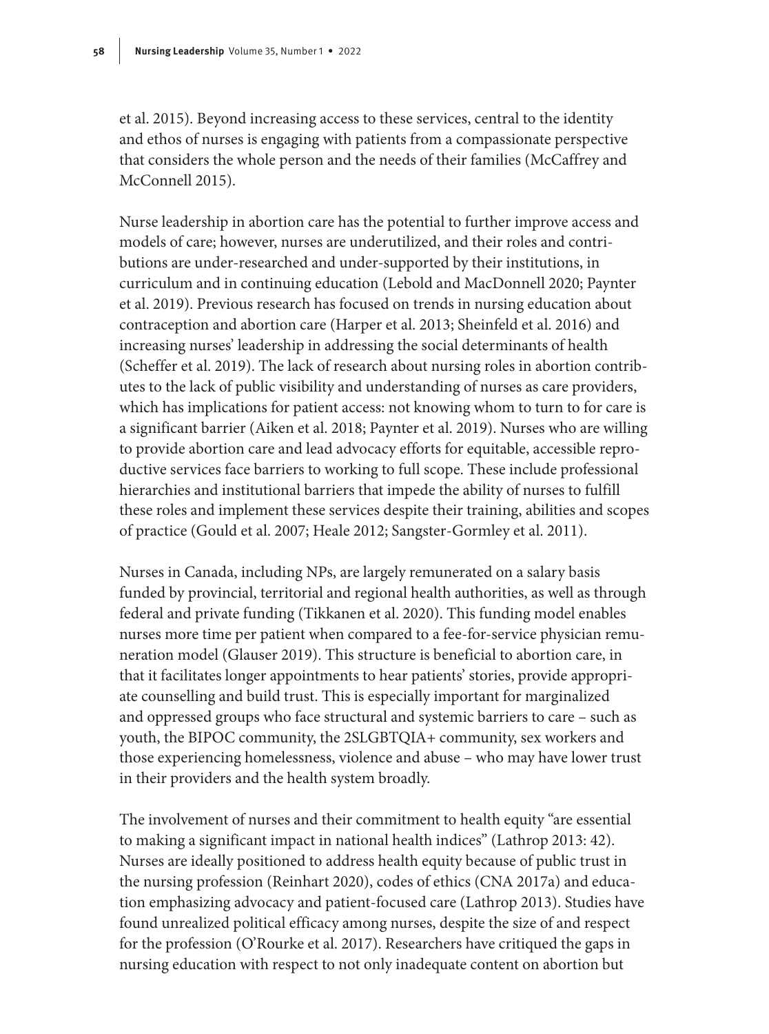et al. 2015). Beyond increasing access to these services, central to the identity and ethos of nurses is engaging with patients from a compassionate perspective that considers the whole person and the needs of their families (McCaffrey and McConnell 2015).

Nurse leadership in abortion care has the potential to further improve access and models of care; however, nurses are underutilized, and their roles and contributions are under-researched and under-supported by their institutions, in curriculum and in continuing education (Lebold and MacDonnell 2020; Paynter et al. 2019). Previous research has focused on trends in nursing education about contraception and abortion care (Harper et al. 2013; Sheinfeld et al. 2016) and increasing nurses' leadership in addressing the social determinants of health (Scheffer et al. 2019). The lack of research about nursing roles in abortion contributes to the lack of public visibility and understanding of nurses as care providers, which has implications for patient access: not knowing whom to turn to for care is a significant barrier (Aiken et al. 2018; Paynter et al. 2019). Nurses who are willing to provide abortion care and lead advocacy efforts for equitable, accessible reproductive services face barriers to working to full scope. These include professional hierarchies and institutional barriers that impede the ability of nurses to fulfill these roles and implement these services despite their training, abilities and scopes of practice (Gould et al. 2007; Heale 2012; Sangster-Gormley et al. 2011).

Nurses in Canada, including NPs, are largely remunerated on a salary basis funded by provincial, territorial and regional health authorities, as well as through federal and private funding (Tikkanen et al. 2020). This funding model enables nurses more time per patient when compared to a fee-for-service physician remuneration model (Glauser 2019). This structure is beneficial to abortion care, in that it facilitates longer appointments to hear patients' stories, provide appropriate counselling and build trust. This is especially important for marginalized and oppressed groups who face structural and systemic barriers to care – such as youth, the BIPOC community, the 2SLGBTQIA+ community, sex workers and those experiencing homelessness, violence and abuse – who may have lower trust in their providers and the health system broadly.

The involvement of nurses and their commitment to health equity "are essential to making a significant impact in national health indices" (Lathrop 2013: 42). Nurses are ideally positioned to address health equity because of public trust in the nursing profession (Reinhart 2020), codes of ethics (CNA 2017a) and education emphasizing advocacy and patient-focused care (Lathrop 2013). Studies have found unrealized political efficacy among nurses, despite the size of and respect for the profession (O'Rourke et al. 2017). Researchers have critiqued the gaps in nursing education with respect to not only inadequate content on abortion but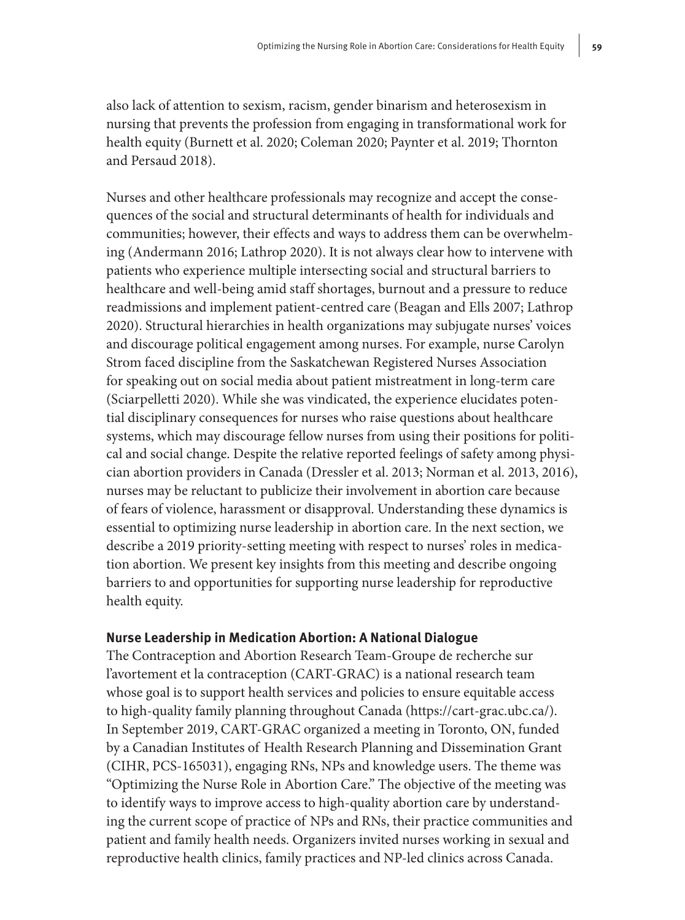also lack of attention to sexism, racism, gender binarism and heterosexism in nursing that prevents the profession from engaging in transformational work for health equity (Burnett et al. 2020; Coleman 2020; Paynter et al. 2019; Thornton and Persaud 2018).

Nurses and other healthcare professionals may recognize and accept the consequences of the social and structural determinants of health for individuals and communities; however, their effects and ways to address them can be overwhelming (Andermann 2016; Lathrop 2020). It is not always clear how to intervene with patients who experience multiple intersecting social and structural barriers to healthcare and well-being amid staff shortages, burnout and a pressure to reduce readmissions and implement patient-centred care (Beagan and Ells 2007; Lathrop 2020). Structural hierarchies in health organizations may subjugate nurses' voices and discourage political engagement among nurses. For example, nurse Carolyn Strom faced discipline from the Saskatchewan Registered Nurses Association for speaking out on social media about patient mistreatment in long-term care (Sciarpelletti 2020). While she was vindicated, the experience elucidates potential disciplinary consequences for nurses who raise questions about healthcare systems, which may discourage fellow nurses from using their positions for political and social change. Despite the relative reported feelings of safety among physician abortion providers in Canada (Dressler et al. 2013; Norman et al. 2013, 2016), nurses may be reluctant to publicize their involvement in abortion care because of fears of violence, harassment or disapproval. Understanding these dynamics is essential to optimizing nurse leadership in abortion care. In the next section, we describe a 2019 priority-setting meeting with respect to nurses' roles in medication abortion. We present key insights from this meeting and describe ongoing barriers to and opportunities for supporting nurse leadership for reproductive health equity.

## Nurse Leadership in Medication Abortion: A National Dialogue

The Contraception and Abortion Research Team-Groupe de recherche sur l'avortement et la contraception (CART-GRAC) is a national research team whose goal is to support health services and policies to ensure equitable access to high-quality family planning throughout Canada (https://cart-grac.ubc.ca/). In September 2019, CART-GRAC organized a meeting in Toronto, ON, funded by a Canadian Institutes of Health Research Planning and Dissemination Grant (CIHR, PCS-165031), engaging RNs, NPs and knowledge users. The theme was "Optimizing the Nurse Role in Abortion Care." The objective of the meeting was to identify ways to improve access to high-quality abortion care by understanding the current scope of practice of NPs and RNs, their practice communities and patient and family health needs. Organizers invited nurses working in sexual and reproductive health clinics, family practices and NP-led clinics across Canada.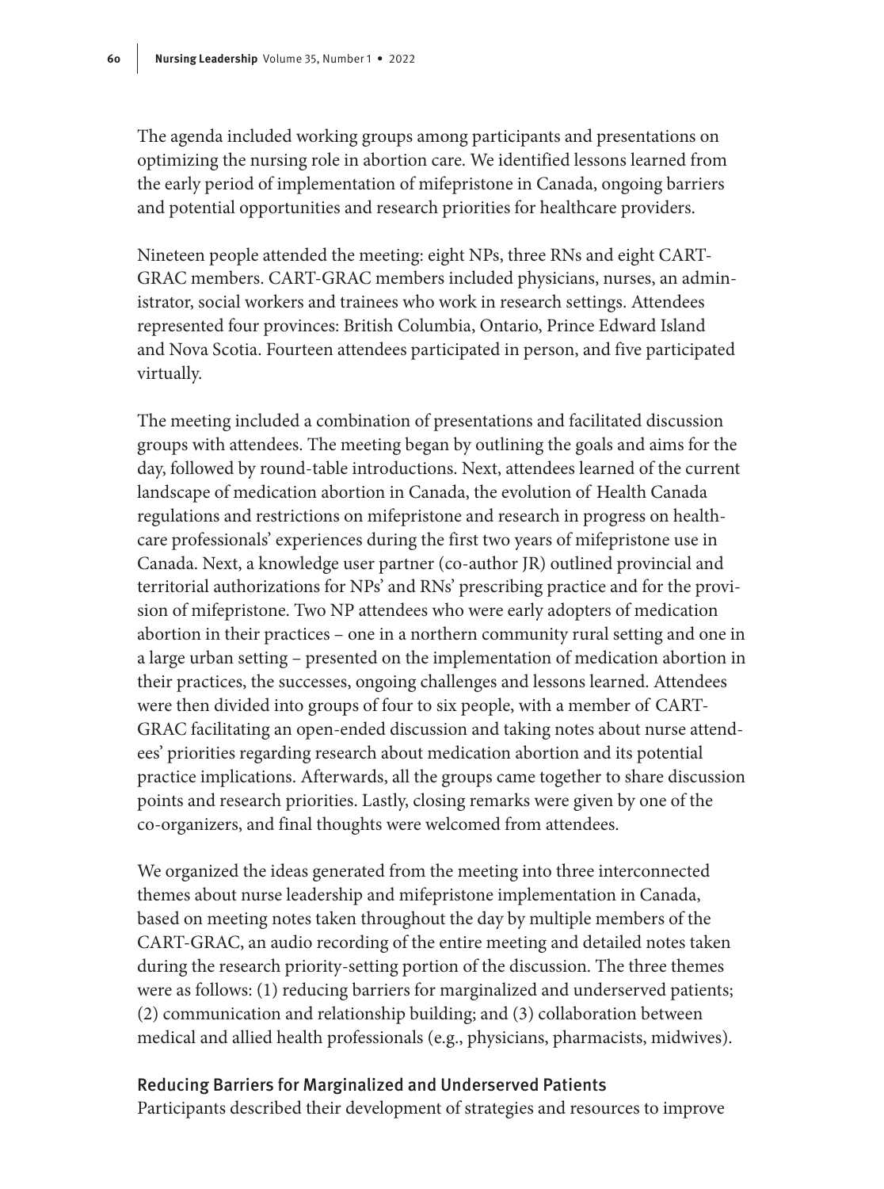The agenda included working groups among participants and presentations on optimizing the nursing role in abortion care. We identified lessons learned from the early period of implementation of mifepristone in Canada, ongoing barriers and potential opportunities and research priorities for healthcare providers.

Nineteen people attended the meeting: eight NPs, three RNs and eight CART-GRAC members. CART-GRAC members included physicians, nurses, an administrator, social workers and trainees who work in research settings. Attendees represented four provinces: British Columbia, Ontario, Prince Edward Island and Nova Scotia. Fourteen attendees participated in person, and five participated virtually.

The meeting included a combination of presentations and facilitated discussion groups with attendees. The meeting began by outlining the goals and aims for the day, followed by round-table introductions. Next, attendees learned of the current landscape of medication abortion in Canada, the evolution of Health Canada regulations and restrictions on mifepristone and research in progress on healthcare professionals' experiences during the first two years of mifepristone use in Canada. Next, a knowledge user partner (co-author JR) outlined provincial and territorial authorizations for NPs' and RNs' prescribing practice and for the provision of mifepristone. Two NP attendees who were early adopters of medication abortion in their practices – one in a northern community rural setting and one in a large urban setting – presented on the implementation of medication abortion in their practices, the successes, ongoing challenges and lessons learned. Attendees were then divided into groups of four to six people, with a member of CART-GRAC facilitating an open-ended discussion and taking notes about nurse attendees' priorities regarding research about medication abortion and its potential practice implications. Afterwards, all the groups came together to share discussion points and research priorities. Lastly, closing remarks were given by one of the co-organizers, and final thoughts were welcomed from attendees.

We organized the ideas generated from the meeting into three interconnected themes about nurse leadership and mifepristone implementation in Canada, based on meeting notes taken throughout the day by multiple members of the CART-GRAC, an audio recording of the entire meeting and detailed notes taken during the research priority-setting portion of the discussion. The three themes were as follows: (1) reducing barriers for marginalized and underserved patients; (2) communication and relationship building; and (3) collaboration between medical and allied health professionals (e.g., physicians, pharmacists, midwives).

### Reducing Barriers for Marginalized and Underserved Patients

Participants described their development of strategies and resources to improve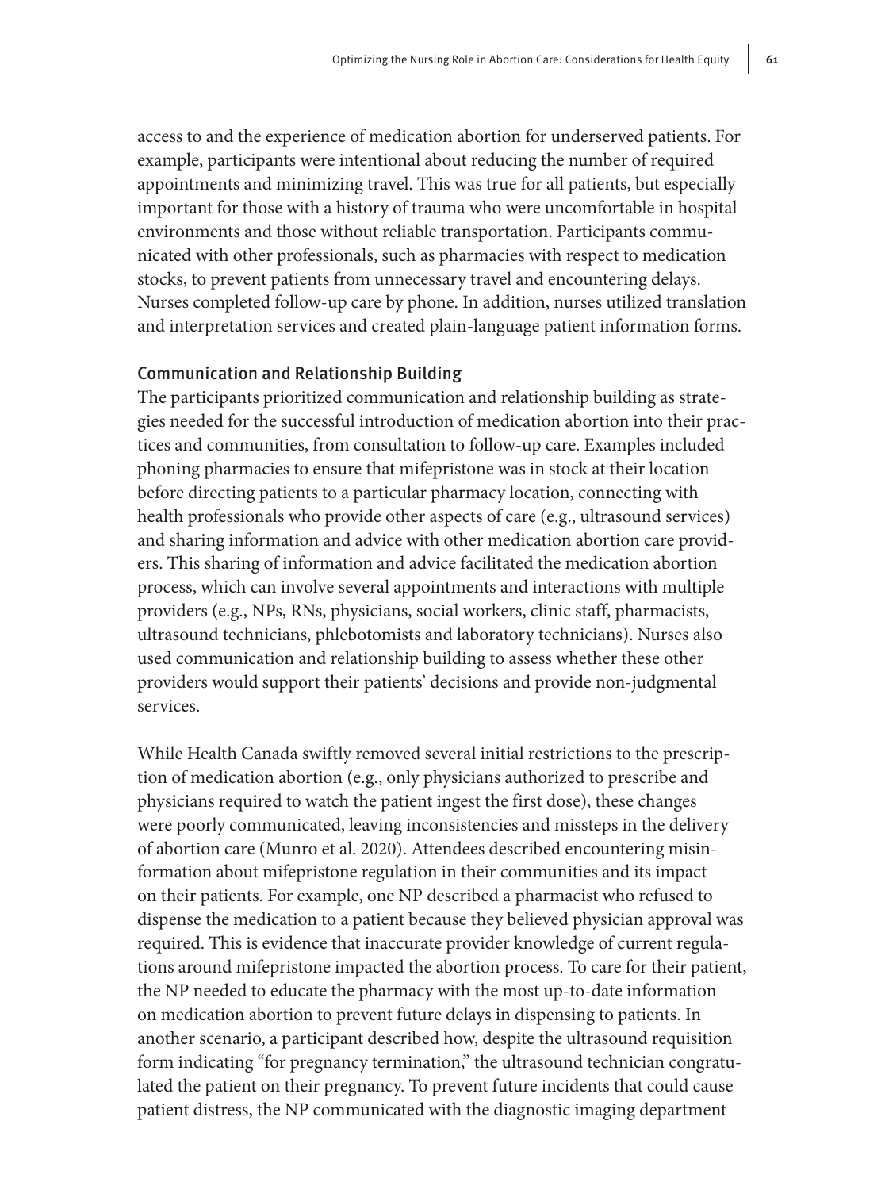access to and the experience of medication abortion for underserved patients. For example, participants were intentional about reducing the number of required appointments and minimizing travel. This was true for all patients, but especially important for those with a history of trauma who were uncomfortable in hospital environments and those without reliable transportation. Participants communicated with other professionals, such as pharmacies with respect to medication stocks, to prevent patients from unnecessary travel and encountering delays. Nurses completed follow-up care by phone. In addition, nurses utilized translation and interpretation services and created plain-language patient information forms.

### Communication and Relationship Building

The participants prioritized communication and relationship building as strategies needed for the successful introduction of medication abortion into their practices and communities, from consultation to follow-up care. Examples included phoning pharmacies to ensure that mifepristone was in stock at their location before directing patients to a particular pharmacy location, connecting with health professionals who provide other aspects of care (e.g., ultrasound services) and sharing information and advice with other medication abortion care providers. This sharing of information and advice facilitated the medication abortion process, which can involve several appointments and interactions with multiple providers (e.g., NPs, RNs, physicians, social workers, clinic staff, pharmacists, ultrasound technicians, phlebotomists and laboratory technicians). Nurses also used communication and relationship building to assess whether these other providers would support their patients' decisions and provide non-judgmental services.

While Health Canada swiftly removed several initial restrictions to the prescription of medication abortion (e.g., only physicians authorized to prescribe and physicians required to watch the patient ingest the first dose), these changes were poorly communicated, leaving inconsistencies and missteps in the delivery of abortion care (Munro et al. 2020). Attendees described encountering misinformation about mifepristone regulation in their communities and its impact on their patients. For example, one NP described a pharmacist who refused to dispense the medication to a patient because they believed physician approval was required. This is evidence that inaccurate provider knowledge of current regulations around mifepristone impacted the abortion process. To care for their patient, the NP needed to educate the pharmacy with the most up-to-date information on medication abortion to prevent future delays in dispensing to patients. In another scenario, a participant described how, despite the ultrasound requisition form indicating "for pregnancy termination," the ultrasound technician congratulated the patient on their pregnancy. To prevent future incidents that could cause patient distress, the NP communicated with the diagnostic imaging department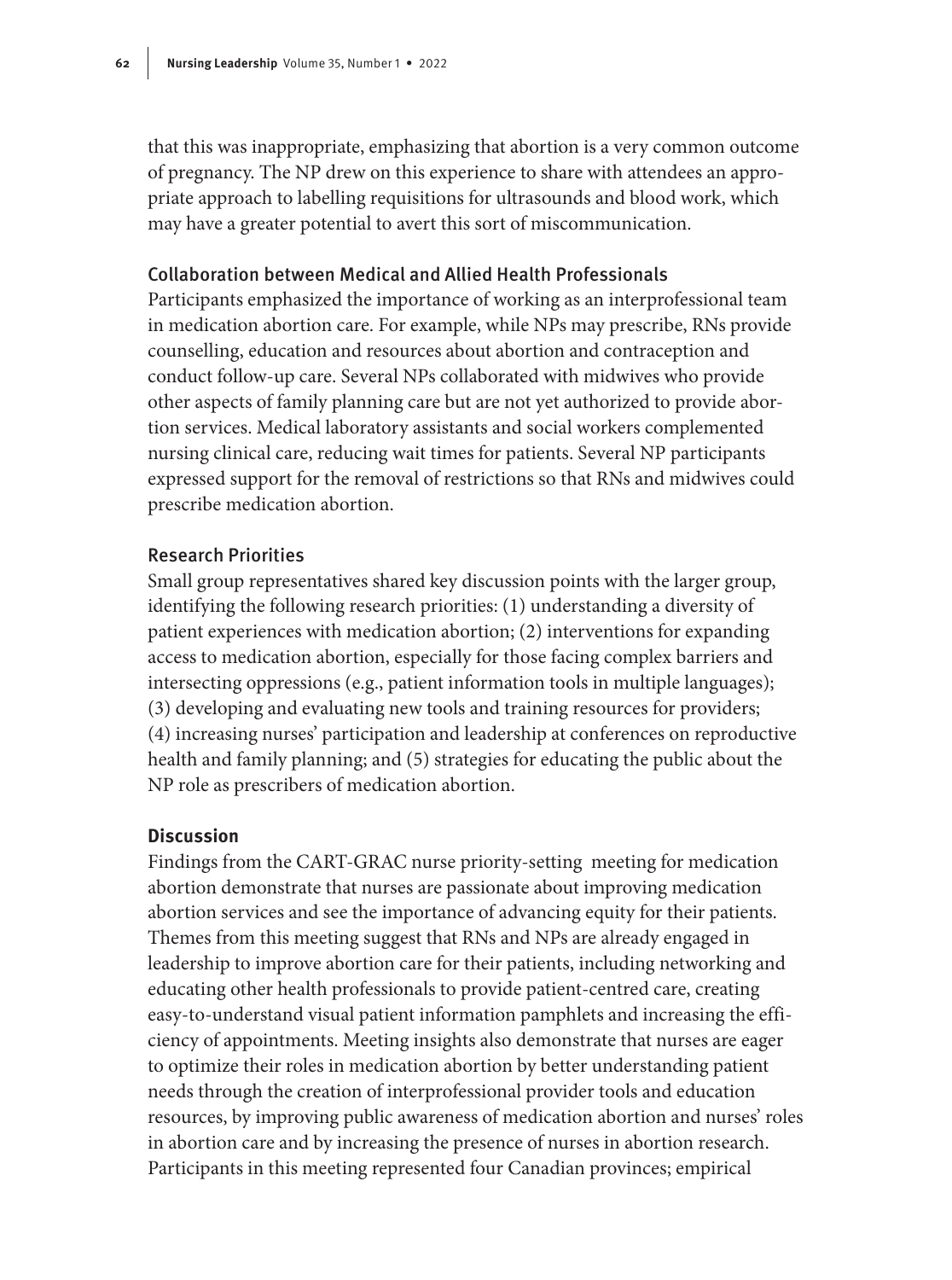that this was inappropriate, emphasizing that abortion is a very common outcome of pregnancy. The NP drew on this experience to share with attendees an appropriate approach to labelling requisitions for ultrasounds and blood work, which may have a greater potential to avert this sort of miscommunication.

### Collaboration between Medical and Allied Health Professionals

Participants emphasized the importance of working as an interprofessional team in medication abortion care. For example, while NPs may prescribe, RNs provide counselling, education and resources about abortion and contraception and conduct follow-up care. Several NPs collaborated with midwives who provide other aspects of family planning care but are not yet authorized to provide abortion services. Medical laboratory assistants and social workers complemented nursing clinical care, reducing wait times for patients. Several NP participants expressed support for the removal of restrictions so that RNs and midwives could prescribe medication abortion.

### Research Priorities

Small group representatives shared key discussion points with the larger group, identifying the following research priorities: (1) understanding a diversity of patient experiences with medication abortion; (2) interventions for expanding access to medication abortion, especially for those facing complex barriers and intersecting oppressions (e.g., patient information tools in multiple languages); (3) developing and evaluating new tools and training resources for providers; (4) increasing nurses' participation and leadership at conferences on reproductive health and family planning; and (5) strategies for educating the public about the NP role as prescribers of medication abortion.

## Discussion

Findings from the CART-GRAC nurse priority-setting meeting for medication abortion demonstrate that nurses are passionate about improving medication abortion services and see the importance of advancing equity for their patients. Themes from this meeting suggest that RNs and NPs are already engaged in leadership to improve abortion care for their patients, including networking and educating other health professionals to provide patient-centred care, creating easy-to-understand visual patient information pamphlets and increasing the efficiency of appointments. Meeting insights also demonstrate that nurses are eager to optimize their roles in medication abortion by better understanding patient needs through the creation of interprofessional provider tools and education resources, by improving public awareness of medication abortion and nurses' roles in abortion care and by increasing the presence of nurses in abortion research. Participants in this meeting represented four Canadian provinces; empirical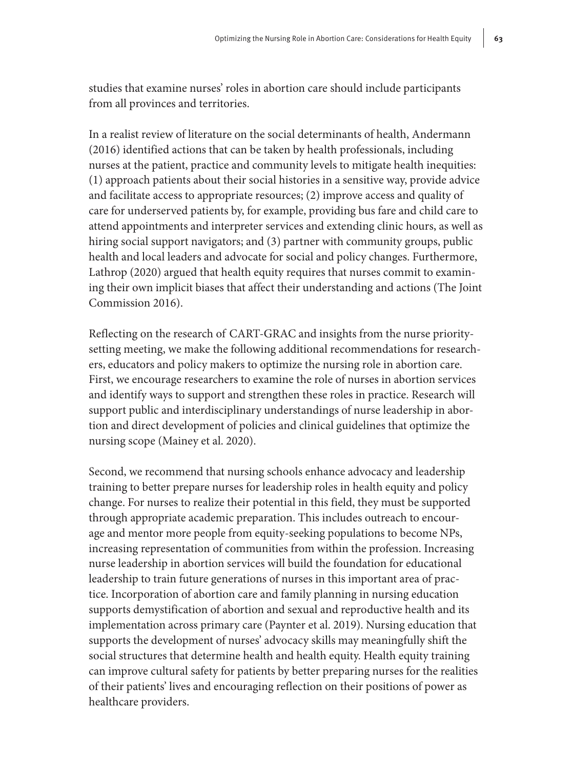studies that examine nurses' roles in abortion care should include participants from all provinces and territories.

In a realist review of literature on the social determinants of health, Andermann (2016) identified actions that can be taken by health professionals, including nurses at the patient, practice and community levels to mitigate health inequities: (1) approach patients about their social histories in a sensitive way, provide advice and facilitate access to appropriate resources; (2) improve access and quality of care for underserved patients by, for example, providing bus fare and child care to attend appointments and interpreter services and extending clinic hours, as well as hiring social support navigators; and (3) partner with community groups, public health and local leaders and advocate for social and policy changes. Furthermore, Lathrop (2020) argued that health equity requires that nurses commit to examining their own implicit biases that affect their understanding and actions (The Joint Commission 2016).

Reflecting on the research of CART-GRAC and insights from the nurse priority-setting meeting, we make the following additional recommendations for researchers, educators and policy makers to optimize the nursing role in abortion care. First, we encourage researchers to examine the role of nurses in abortion services and identify ways to support and strengthen these roles in practice. Research will support public and interdisciplinary understandings of nurse leadership in abortion and direct development of policies and clinical guidelines that optimize the nursing scope (Mainey et al. 2020).

Second, we recommend that nursing schools enhance advocacy and leadership training to better prepare nurses for leadership roles in health equity and policy change. For nurses to realize their potential in this field, they must be supported through appropriate academic preparation. This includes outreach to encourage and mentor more people from equity-seeking populations to become NPs, increasing representation of communities from within the profession. Increasing nurse leadership in abortion services will build the foundation for educational leadership to train future generations of nurses in this important area of practice. Incorporation of abortion care and family planning in nursing education supports demystification of abortion and sexual and reproductive health and its implementation across primary care (Paynter et al. 2019). Nursing education that supports the development of nurses' advocacy skills may meaningfully shift the social structures that determine health and health equity. Health equity training can improve cultural safety for patients by better preparing nurses for the realities of their patients' lives and encouraging reflection on their positions of power as healthcare providers.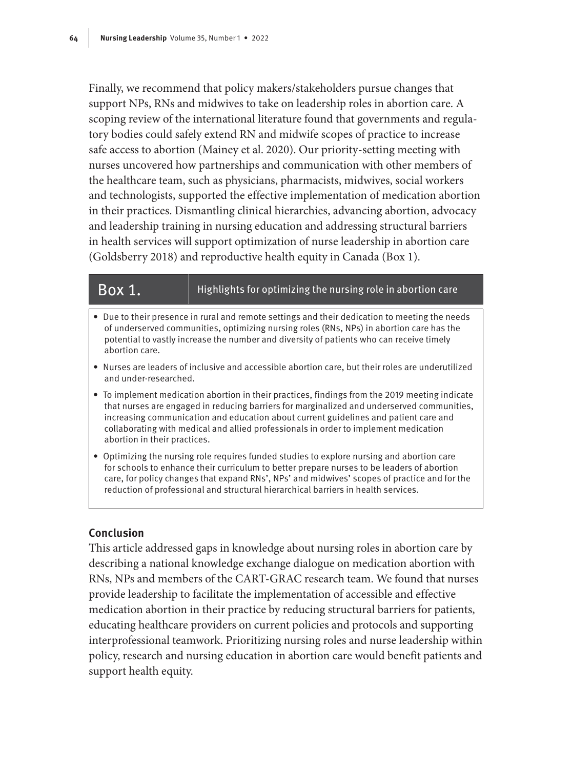Finally, we recommend that policy makers/stakeholders pursue changes that support NPs, RNs and midwives to take on leadership roles in abortion care. A scoping review of the international literature found that governments and regulatory bodies could safely extend RN and midwife scopes of practice to increase safe access to abortion (Mainey et al. 2020). Our priority-setting meeting with nurses uncovered how partnerships and communication with other members of the healthcare team, such as physicians, pharmacists, midwives, social workers and technologists, supported the effective implementation of medication abortion in their practices. Dismantling clinical hierarchies, advancing abortion, advocacy and leadership training in nursing education and addressing structural barriers in health services will support optimization of nurse leadership in abortion care (Goldsberry 2018) and reproductive health equity in Canada (Box 1).

**Box 1. Highlights for optimizing the nursing role in abortion care**

- Due to their presence in rural and remote settings and their dedication to meeting the needs of underserved communities, optimizing nursing roles (RNs, NPs) in abortion care has the potential to vastly increase the number and diversity of patients who can receive timely abortion care.
- Nurses are leaders of inclusive and accessible abortion care, but their roles are underutilized and under-researched.
- To implement medication abortion in their practices, findings from the 2019 meeting indicate that nurses are engaged in reducing barriers for marginalized and underserved communities, increasing communication and education about current guidelines and patient care and collaborating with medical and allied professionals in order to implement medication abortion in their practices.
- Optimizing the nursing role requires funded studies to explore nursing and abortion care for schools to enhance their curriculum to better prepare nurses to be leaders of abortion care, for policy changes that expand RNs', NPs' and midwives' scopes of practice and for the reduction of professional and structural hierarchical barriers in health services.

## Conclusion

This article addressed gaps in knowledge about nursing roles in abortion care by describing a national knowledge exchange dialogue on medication abortion with RNs, NPs and members of the CART-GRAC research team. We found that nurses provide leadership to facilitate the implementation of accessible and effective medication abortion in their practice by reducing structural barriers for patients, educating healthcare providers on current policies and protocols and supporting interprofessional teamwork. Prioritizing nursing roles and nurse leadership within policy, research and nursing education in abortion care would benefit patients and support health equity.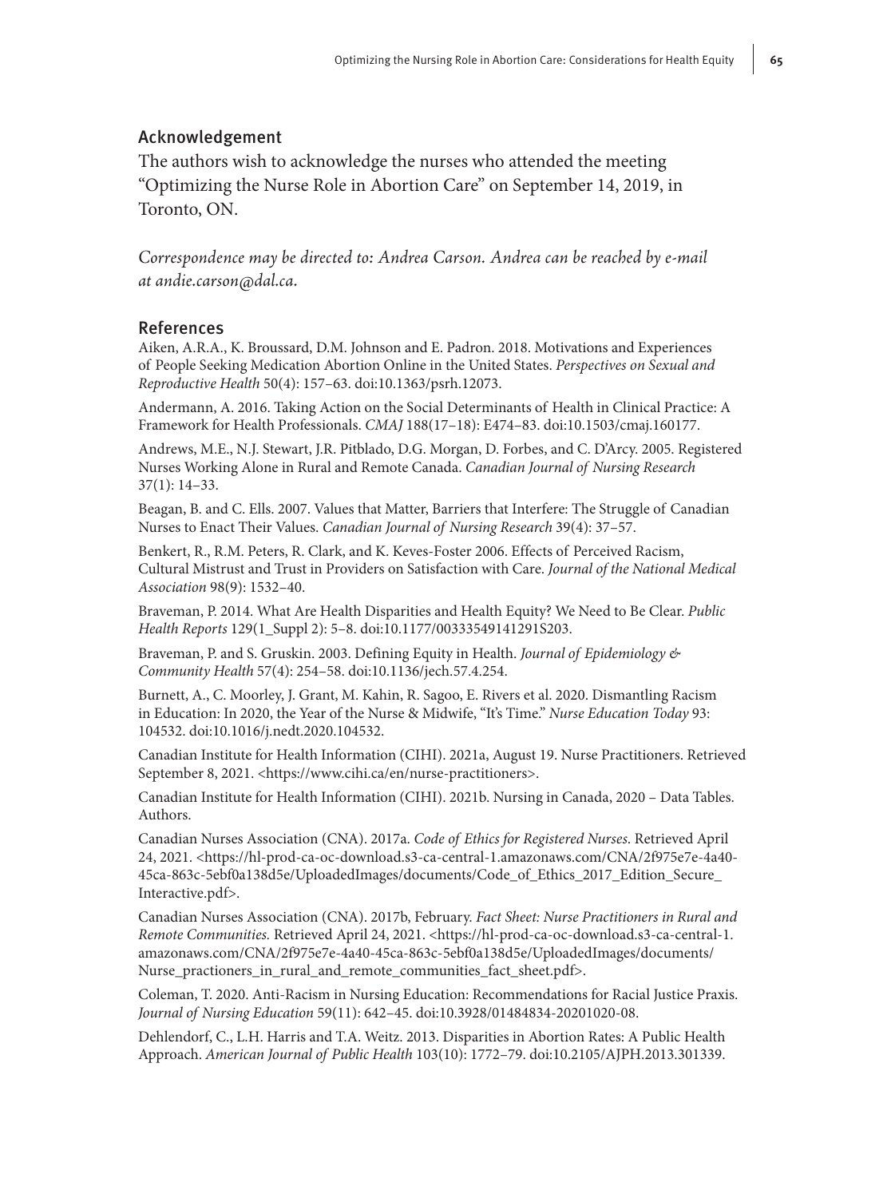## Acknowledgement

The authors wish to acknowledge the nurses who attended the meeting "Optimizing the Nurse Role in Abortion Care" on September 14, 2019, in Toronto, ON.

*Correspondence may be directed to: Andrea Carson. Andrea can be reached by e-mail at andie.carson@dal.ca.*

## References

Aiken, A.R.A., K. Broussard, D.M. Johnson and E. Padron. 2018. Motivations and Experiences of People Seeking Medication Abortion Online in the United States. *Perspectives on Sexual and Reproductive Health* 50(4): 157–63. doi:10.1363/psrh.12073.

Andermann, A. 2016. Taking Action on the Social Determinants of Health in Clinical Practice: A Framework for Health Professionals. *CMAJ* 188(17–18): E474–83. doi:10.1503/cmaj.160177.

Andrews, M.E., N.J. Stewart, J.R. Pitblado, D.G. Morgan, D. Forbes, and C. D'Arcy. 2005. Registered Nurses Working Alone in Rural and Remote Canada. *Canadian Journal of Nursing Research* 37(1): 14–33.

Beagan, B. and C. Ells. 2007. Values that Matter, Barriers that Interfere: The Struggle of Canadian Nurses to Enact Their Values. *Canadian Journal of Nursing Research* 39(4): 37–57.

Benkert, R., R.M. Peters, R. Clark, and K. Keves-Foster 2006. Effects of Perceived Racism, Cultural Mistrust and Trust in Providers on Satisfaction with Care. *Journal of the National Medical Association* 98(9): 1532–40.

Braveman, P. 2014. What Are Health Disparities and Health Equity? We Need to Be Clear. *Public Health Reports* 129(1_Suppl 2): 5–8. doi:10.1177/00333549141291S203.

Braveman, P. and S. Gruskin. 2003. Defining Equity in Health. *Journal of Epidemiology & Community Health* 57(4): 254–58. doi:10.1136/jech.57.4.254.

Burnett, A., C. Moorley, J. Grant, M. Kahin, R. Sagoo, E. Rivers et al. 2020. Dismantling Racism in Education: In 2020, the Year of the Nurse & Midwife, "It's Time." *Nurse Education Today* 93: 104532. doi:10.1016/j.nedt.2020.104532.

Canadian Institute for Health Information (CIHI). 2021a, August 19. Nurse Practitioners. Retrieved September 8, 2021. <https://www.cihi.ca/en/nurse-practitioners>.

Canadian Institute for Health Information (CIHI). 2021b. Nursing in Canada, 2020 – Data Tables. Authors.

Canadian Nurses Association (CNA). 2017a. *Code of Ethics for Registered Nurses*. Retrieved April 24, 2021. <https://hl-prod-ca-oc-download.s3-ca-central-1.amazonaws.com/CNA/2f975e7e-4a40-45ca-863c-5ebf0a138d5e/UploadedImages/documents/Code_of_Ethics_2017_Edition_Secure_Interactive.pdf>.

Canadian Nurses Association (CNA). 2017b, February. *Fact Sheet: Nurse Practitioners in Rural and Remote Communities.* Retrieved April 24, 2021. <https://hl-prod-ca-oc-download.s3-ca-central-1.amazonaws.com/CNA/2f975e7e-4a40-45ca-863c-5ebf0a138d5e/UploadedImages/documents/Nurse_practioners_in_rural_and_remote_communities_fact_sheet.pdf>.

Coleman, T. 2020. Anti-Racism in Nursing Education: Recommendations for Racial Justice Praxis. *Journal of Nursing Education* 59(11): 642–45. doi:10.3928/01484834-20201020-08.

Dehlendorf, C., L.H. Harris and T.A. Weitz. 2013. Disparities in Abortion Rates: A Public Health Approach. *American Journal of Public Health* 103(10): 1772–79. doi:10.2105/AJPH.2013.301339.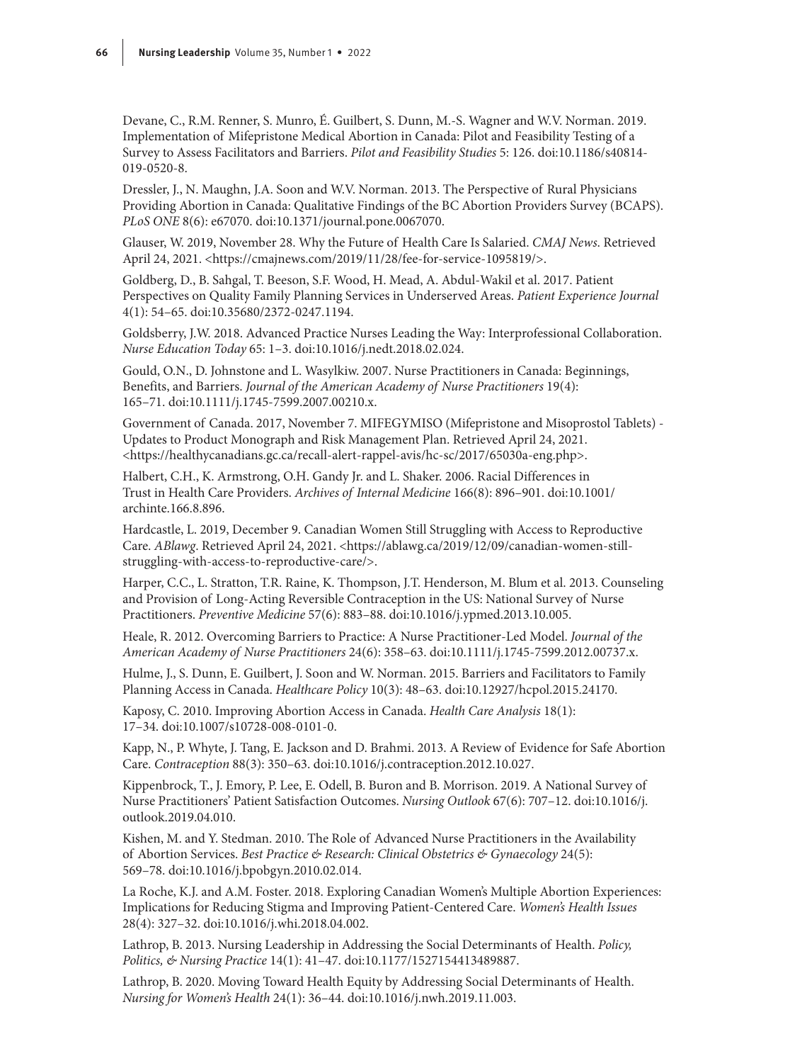Devane, C., R.M. Renner, S. Munro, É. Guilbert, S. Dunn, M.-S. Wagner and W.V. Norman. 2019. Implementation of Mifepristone Medical Abortion in Canada: Pilot and Feasibility Testing of a Survey to Assess Facilitators and Barriers. *Pilot and Feasibility Studies* 5: 126. doi:10.1186/s40814-019-0520-8.

Dressler, J., N. Maughn, J.A. Soon and W.V. Norman. 2013. The Perspective of Rural Physicians Providing Abortion in Canada: Qualitative Findings of the BC Abortion Providers Survey (BCAPS). *PLoS ONE* 8(6): e67070. doi:10.1371/journal.pone.0067070.

Glauser, W. 2019, November 28. Why the Future of Health Care Is Salaried. *CMAJ News*. Retrieved April 24, 2021. <https://cmajnews.com/2019/11/28/fee-for-service-1095819/>.

Goldberg, D., B. Sahgal, T. Beeson, S.F. Wood, H. Mead, A. Abdul-Wakil et al. 2017. Patient Perspectives on Quality Family Planning Services in Underserved Areas. *Patient Experience Journal* 4(1): 54–65. doi:10.35680/2372-0247.1194.

Goldsberry, J.W. 2018. Advanced Practice Nurses Leading the Way: Interprofessional Collaboration. *Nurse Education Today* 65: 1–3. doi:10.1016/j.nedt.2018.02.024.

Gould, O.N., D. Johnstone and L. Wasylkiw. 2007. Nurse Practitioners in Canada: Beginnings, Benefits, and Barriers. *Journal of the American Academy of Nurse Practitioners* 19(4): 165–71. doi:10.1111/j.1745-7599.2007.00210.x.

Government of Canada. 2017, November 7. MIFEGYMISO (Mifepristone and Misoprostol Tablets) - Updates to Product Monograph and Risk Management Plan. Retrieved April 24, 2021. <https://healthycanadians.gc.ca/recall-alert-rappel-avis/hc-sc/2017/65030a-eng.php>.

Halbert, C.H., K. Armstrong, O.H. Gandy Jr. and L. Shaker. 2006. Racial Differences in Trust in Health Care Providers. *Archives of Internal Medicine* 166(8): 896–901. doi:10.1001/archinte.166.8.896.

Hardcastle, L. 2019, December 9. Canadian Women Still Struggling with Access to Reproductive Care. *ABlawg*. Retrieved April 24, 2021. <https://ablawg.ca/2019/12/09/canadian-women-still-struggling-with-access-to-reproductive-care/>.

Harper, C.C., L. Stratton, T.R. Raine, K. Thompson, J.T. Henderson, M. Blum et al. 2013. Counseling and Provision of Long-Acting Reversible Contraception in the US: National Survey of Nurse Practitioners. *Preventive Medicine* 57(6): 883–88. doi:10.1016/j.ypmed.2013.10.005.

Heale, R. 2012. Overcoming Barriers to Practice: A Nurse Practitioner-Led Model. *Journal of the American Academy of Nurse Practitioners* 24(6): 358–63. doi:10.1111/j.1745-7599.2012.00737.x.

Hulme, J., S. Dunn, E. Guilbert, J. Soon and W. Norman. 2015. Barriers and Facilitators to Family Planning Access in Canada. *Healthcare Policy* 10(3): 48–63. doi:10.12927/hcpol.2015.24170.

Kaposy, C. 2010. Improving Abortion Access in Canada. *Health Care Analysis* 18(1): 17–34. doi:10.1007/s10728-008-0101-0.

Kapp, N., P. Whyte, J. Tang, E. Jackson and D. Brahmi. 2013. A Review of Evidence for Safe Abortion Care. *Contraception* 88(3): 350–63. doi:10.1016/j.contraception.2012.10.027.

Kippenbrock, T., J. Emory, P. Lee, E. Odell, B. Buron and B. Morrison. 2019. A National Survey of Nurse Practitioners' Patient Satisfaction Outcomes. *Nursing Outlook* 67(6): 707–12. doi:10.1016/j.outlook.2019.04.010.

Kishen, M. and Y. Stedman. 2010. The Role of Advanced Nurse Practitioners in the Availability of Abortion Services. *Best Practice & Research: Clinical Obstetrics & Gynaecology* 24(5): 569–78. doi:10.1016/j.bpobgyn.2010.02.014.

La Roche, K.J. and A.M. Foster. 2018. Exploring Canadian Women's Multiple Abortion Experiences: Implications for Reducing Stigma and Improving Patient-Centered Care. *Women's Health Issues* 28(4): 327–32. doi:10.1016/j.whi.2018.04.002.

Lathrop, B. 2013. Nursing Leadership in Addressing the Social Determinants of Health. *Policy, Politics, & Nursing Practice* 14(1): 41–47. doi:10.1177/1527154413489887.

Lathrop, B. 2020. Moving Toward Health Equity by Addressing Social Determinants of Health. *Nursing for Women's Health* 24(1): 36–44. doi:10.1016/j.nwh.2019.11.003.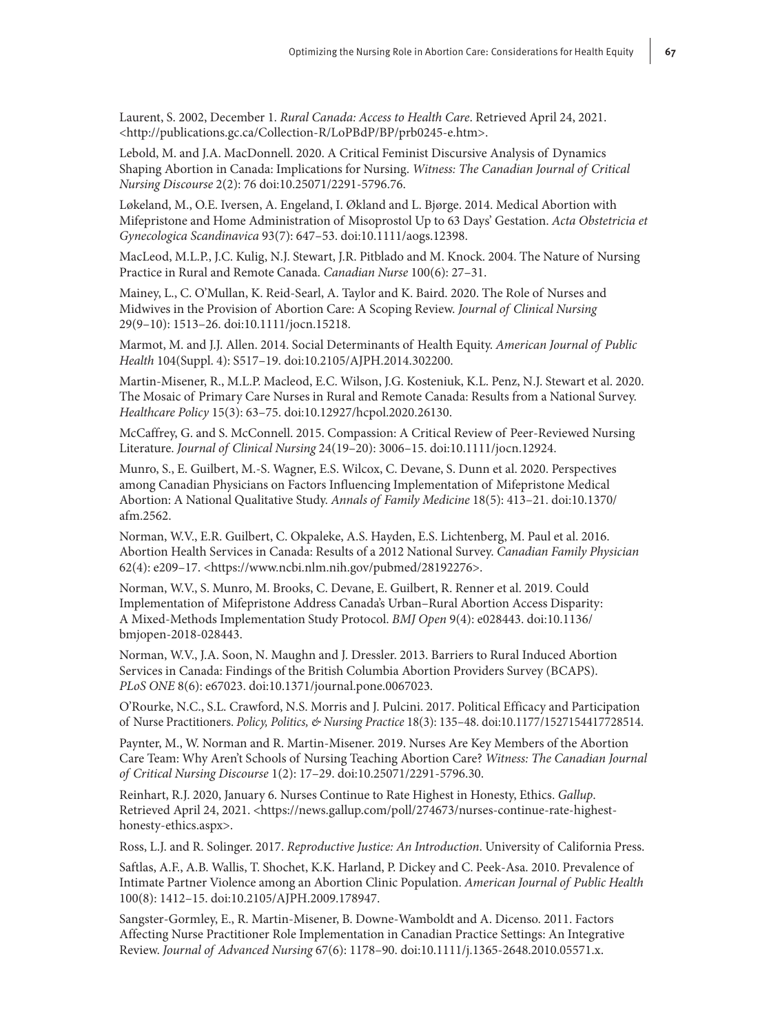Laurent, S. 2002, December 1. *Rural Canada: Access to Health Care*. Retrieved April 24, 2021. <http://publications.gc.ca/Collection-R/LoPBdP/BP/prb0245-e.htm>.

Lebold, M. and J.A. MacDonnell. 2020. A Critical Feminist Discursive Analysis of Dynamics Shaping Abortion in Canada: Implications for Nursing. *Witness: The Canadian Journal of Critical Nursing Discourse* 2(2): 76 doi:10.25071/2291-5796.76.

Løkeland, M., O.E. Iversen, A. Engeland, I. Økland and L. Bjørge. 2014. Medical Abortion with Mifepristone and Home Administration of Misoprostol Up to 63 Days' Gestation. *Acta Obstetricia et Gynecologica Scandinavica* 93(7): 647–53. doi:10.1111/aogs.12398.

MacLeod, M.L.P., J.C. Kulig, N.J. Stewart, J.R. Pitblado and M. Knock. 2004. The Nature of Nursing Practice in Rural and Remote Canada. *Canadian Nurse* 100(6): 27–31.

Mainey, L., C. O'Mullan, K. Reid-Searl, A. Taylor and K. Baird. 2020. The Role of Nurses and Midwives in the Provision of Abortion Care: A Scoping Review. *Journal of Clinical Nursing* 29(9–10): 1513–26. doi:10.1111/jocn.15218.

Marmot, M. and J.J. Allen. 2014. Social Determinants of Health Equity. *American Journal of Public Health* 104(Suppl. 4): S517–19. doi:10.2105/AJPH.2014.302200.

Martin-Misener, R., M.L.P. Macleod, E.C. Wilson, J.G. Kosteniuk, K.L. Penz, N.J. Stewart et al. 2020. The Mosaic of Primary Care Nurses in Rural and Remote Canada: Results from a National Survey. *Healthcare Policy* 15(3): 63–75. doi:10.12927/hcpol.2020.26130.

McCaffrey, G. and S. McConnell. 2015. Compassion: A Critical Review of Peer-Reviewed Nursing Literature. *Journal of Clinical Nursing* 24(19–20): 3006–15. doi:10.1111/jocn.12924.

Munro, S., E. Guilbert, M.-S. Wagner, E.S. Wilcox, C. Devane, S. Dunn et al. 2020. Perspectives among Canadian Physicians on Factors Influencing Implementation of Mifepristone Medical Abortion: A National Qualitative Study. *Annals of Family Medicine* 18(5): 413–21. doi:10.1370/afm.2562.

Norman, W.V., E.R. Guilbert, C. Okpaleke, A.S. Hayden, E.S. Lichtenberg, M. Paul et al. 2016. Abortion Health Services in Canada: Results of a 2012 National Survey. *Canadian Family Physician* 62(4): e209–17. <https://www.ncbi.nlm.nih.gov/pubmed/28192276>.

Norman, W.V., S. Munro, M. Brooks, C. Devane, E. Guilbert, R. Renner et al. 2019. Could Implementation of Mifepristone Address Canada's Urban–Rural Abortion Access Disparity: A Mixed-Methods Implementation Study Protocol. *BMJ Open* 9(4): e028443. doi:10.1136/bmjopen-2018-028443.

Norman, W.V., J.A. Soon, N. Maughn and J. Dressler. 2013. Barriers to Rural Induced Abortion Services in Canada: Findings of the British Columbia Abortion Providers Survey (BCAPS). *PLoS ONE* 8(6): e67023. doi:10.1371/journal.pone.0067023.

O'Rourke, N.C., S.L. Crawford, N.S. Morris and J. Pulcini. 2017. Political Efficacy and Participation of Nurse Practitioners. *Policy, Politics, & Nursing Practice* 18(3): 135–48. doi:10.1177/1527154417728514.

Paynter, M., W. Norman and R. Martin-Misener. 2019. Nurses Are Key Members of the Abortion Care Team: Why Aren't Schools of Nursing Teaching Abortion Care? *Witness: The Canadian Journal of Critical Nursing Discourse* 1(2): 17–29. doi:10.25071/2291-5796.30.

Reinhart, R.J. 2020, January 6. Nurses Continue to Rate Highest in Honesty, Ethics. *Gallup*. Retrieved April 24, 2021. <https://news.gallup.com/poll/274673/nurses-continue-rate-highest-honesty-ethics.aspx>.

Ross, L.J. and R. Solinger. 2017. *Reproductive Justice: An Introduction*. University of California Press.

Saftlas, A.F., A.B. Wallis, T. Shochet, K.K. Harland, P. Dickey and C. Peek-Asa. 2010. Prevalence of Intimate Partner Violence among an Abortion Clinic Population. *American Journal of Public Health* 100(8): 1412–15. doi:10.2105/AJPH.2009.178947.

Sangster-Gormley, E., R. Martin-Misener, B. Downe-Wamboldt and A. Dicenso. 2011. Factors Affecting Nurse Practitioner Role Implementation in Canadian Practice Settings: An Integrative Review. *Journal of Advanced Nursing* 67(6): 1178–90. doi:10.1111/j.1365-2648.2010.05571.x.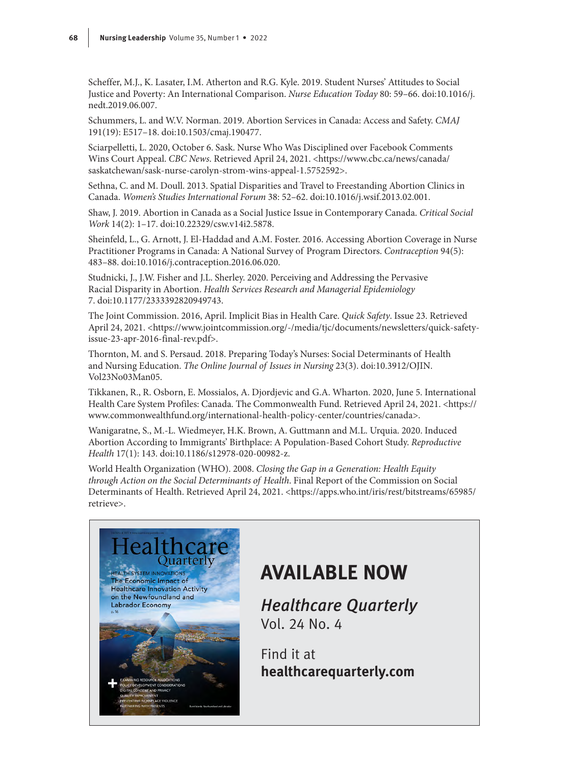Scheffer, M.J., K. Lasater, I.M. Atherton and R.G. Kyle. 2019. Student Nurses' Attitudes to Social Justice and Poverty: An International Comparison. *Nurse Education Today* 80: 59–66. doi:10.1016/j.nedt.2019.06.007.

Schummers, L. and W.V. Norman. 2019. Abortion Services in Canada: Access and Safety. *CMAJ* 191(19): E517–18. doi:10.1503/cmaj.190477.

Sciarpelletti, L. 2020, October 6. Sask. Nurse Who Was Disciplined over Facebook Comments Wins Court Appeal. *CBC News*. Retrieved April 24, 2021. <https://www.cbc.ca/news/canada/saskatchewan/sask-nurse-carolyn-strom-wins-appeal-1.5752592>.

Sethna, C. and M. Doull. 2013. Spatial Disparities and Travel to Freestanding Abortion Clinics in Canada. *Women's Studies International Forum* 38: 52–62. doi:10.1016/j.wsif.2013.02.001.

Shaw, J. 2019. Abortion in Canada as a Social Justice Issue in Contemporary Canada. *Critical Social Work* 14(2): 1–17. doi:10.22329/csw.v14i2.5878.

Sheinfeld, L., G. Arnott, J. El-Haddad and A.M. Foster. 2016. Accessing Abortion Coverage in Nurse Practitioner Programs in Canada: A National Survey of Program Directors. *Contraception* 94(5): 483–88. doi:10.1016/j.contraception.2016.06.020.

Studnicki, J., J.W. Fisher and J.L. Sherley. 2020. Perceiving and Addressing the Pervasive Racial Disparity in Abortion. *Health Services Research and Managerial Epidemiology* 7. doi:10.1177/2333392820949743.

The Joint Commission. 2016, April. Implicit Bias in Health Care. *Quick Safety*. Issue 23. Retrieved April 24, 2021. <https://www.jointcommission.org/-/media/tjc/documents/newsletters/quick-safety-issue-23-apr-2016-final-rev.pdf>.

Thornton, M. and S. Persaud. 2018. Preparing Today's Nurses: Social Determinants of Health and Nursing Education. *The Online Journal of Issues in Nursing* 23(3). doi:10.3912/OJIN.Vol23No03Man05.

Tikkanen, R., R. Osborn, E. Mossialos, A. Djordjevic and G.A. Wharton. 2020, June 5. International Health Care System Profiles: Canada. The Commonwealth Fund. Retrieved April 24, 2021. <https://www.commonwealthfund.org/international-health-policy-center/countries/canada>.

Wanigaratne, S., M.-L. Wiedmeyer, H.K. Brown, A. Guttmann and M.L. Urquia. 2020. Induced Abortion According to Immigrants' Birthplace: A Population-Based Cohort Study. *Reproductive Health* 17(1): 143. doi:10.1186/s12978-020-00982-z.

World Health Organization (WHO). 2008. *Closing the Gap in a Generation: Health Equity through Action on the Social Determinants of Health*. Final Report of the Commission on Social Determinants of Health. Retrieved April 24, 2021. <https://apps.who.int/iris/rest/bitstreams/65985/retrieve>.

**AVAILABLE NOW**

*Healthcare Quarterly*
Vol. 24 No. 4

Find it at
**healthcarequarterly.com**